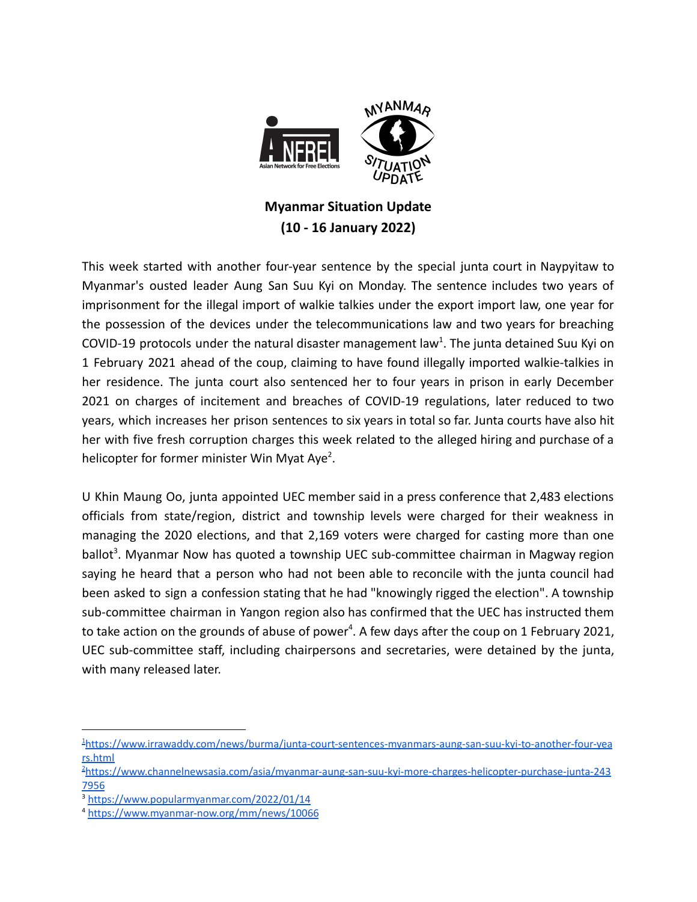**Myanmar Situation Update**
**(10 - 16 January 2022)**

This week started with another four-year sentence by the special junta court in Naypyitaw to Myanmar's ousted leader Aung San Suu Kyi on Monday. The sentence includes two years of imprisonment for the illegal import of walkie talkies under the export import law, one year for the possession of the devices under the telecommunications law and two years for breaching COVID-19 protocols under the natural disaster management law[1]. The junta detained Suu Kyi on 1 February 2021 ahead of the coup, claiming to have found illegally imported walkie-talkies in her residence. The junta court also sentenced her to four years in prison in early December 2021 on charges of incitement and breaches of COVID-19 regulations, later reduced to two years, which increases her prison sentences to six years in total so far. Junta courts have also hit her with five fresh corruption charges this week related to the alleged hiring and purchase of a helicopter for former minister Win Myat Aye[2].

U Khin Maung Oo, junta appointed UEC member said in a press conference that 2,483 elections officials from state/region, district and township levels were charged for their weakness in managing the 2020 elections, and that 2,169 voters were charged for casting more than one ballot[3]. Myanmar Now has quoted a township UEC sub-committee chairman in Magway region saying he heard that a person who had not been able to reconcile with the junta council had been asked to sign a confession stating that he had "knowingly rigged the election". A township sub-committee chairman in Yangon region also has confirmed that the UEC has instructed them to take action on the grounds of abuse of power[4]. A few days after the coup on 1 February 2021, UEC sub-committee staff, including chairpersons and secretaries, were detained by the junta, with many released later.

---

[1] https://www.irrawaddy.com/news/burma/junta-court-sentences-myanmars-aung-san-suu-kyi-to-another-four-years.html

[2] https://www.channelnewsasia.com/asia/myanmar-aung-san-suu-kyi-more-charges-helicopter-purchase-junta-2437956

[3] https://www.popularmyanmar.com/2022/01/14

[4] https://www.myanmar-now.org/mm/news/10066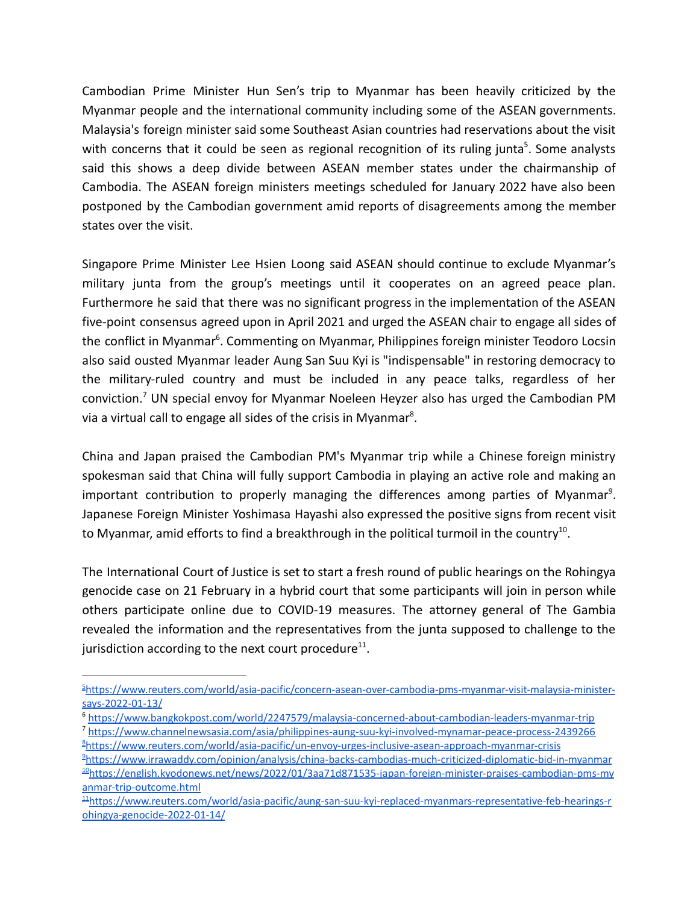Cambodian Prime Minister Hun Sen's trip to Myanmar has been heavily criticized by the Myanmar people and the international community including some of the ASEAN governments. Malaysia's foreign minister said some Southeast Asian countries had reservations about the visit with concerns that it could be seen as regional recognition of its ruling junta[5]. Some analysts said this shows a deep divide between ASEAN member states under the chairmanship of Cambodia. The ASEAN foreign ministers meetings scheduled for January 2022 have also been postponed by the Cambodian government amid reports of disagreements among the member states over the visit.

Singapore Prime Minister Lee Hsien Loong said ASEAN should continue to exclude Myanmar's military junta from the group's meetings until it cooperates on an agreed peace plan. Furthermore he said that there was no significant progress in the implementation of the ASEAN five-point consensus agreed upon in April 2021 and urged the ASEAN chair to engage all sides of the conflict in Myanmar[6]. Commenting on Myanmar, Philippines foreign minister Teodoro Locsin also said ousted Myanmar leader Aung San Suu Kyi is "indispensable" in restoring democracy to the military-ruled country and must be included in any peace talks, regardless of her conviction.[7] UN special envoy for Myanmar Noeleen Heyzer also has urged the Cambodian PM via a virtual call to engage all sides of the crisis in Myanmar[8].

China and Japan praised the Cambodian PM's Myanmar trip while a Chinese foreign ministry spokesman said that China will fully support Cambodia in playing an active role and making an important contribution to properly managing the differences among parties of Myanmar[9]. Japanese Foreign Minister Yoshimasa Hayashi also expressed the positive signs from recent visit to Myanmar, amid efforts to find a breakthrough in the political turmoil in the country[10].

The International Court of Justice is set to start a fresh round of public hearings on the Rohingya genocide case on 21 February in a hybrid court that some participants will join in person while others participate online due to COVID-19 measures. The attorney general of The Gambia revealed the information and the representatives from the junta supposed to challenge to the jurisdiction according to the next court procedure[11].

---

[5] https://www.reuters.com/world/asia-pacific/concern-asean-over-cambodia-pms-myanmar-visit-malaysia-minister-says-2022-01-13/

[6] https://www.bangkokpost.com/world/2247579/malaysia-concerned-about-cambodian-leaders-myanmar-trip

[7] https://www.channelnewsasia.com/asia/philippines-aung-suu-kyi-involved-mynamar-peace-process-2439266

[8] https://www.reuters.com/world/asia-pacific/un-envoy-urges-inclusive-asean-approach-myanmar-crisis

[9] https://www.irrawaddy.com/opinion/analysis/china-backs-cambodias-much-criticized-diplomatic-bid-in-myanmar

[10] https://english.kyodonews.net/news/2022/01/3aa71d871535-japan-foreign-minister-praises-cambodian-pms-myanmar-trip-outcome.html

[11] https://www.reuters.com/world/asia-pacific/aung-san-suu-kyi-replaced-myanmars-representative-feb-hearings-rohingya-genocide-2022-01-14/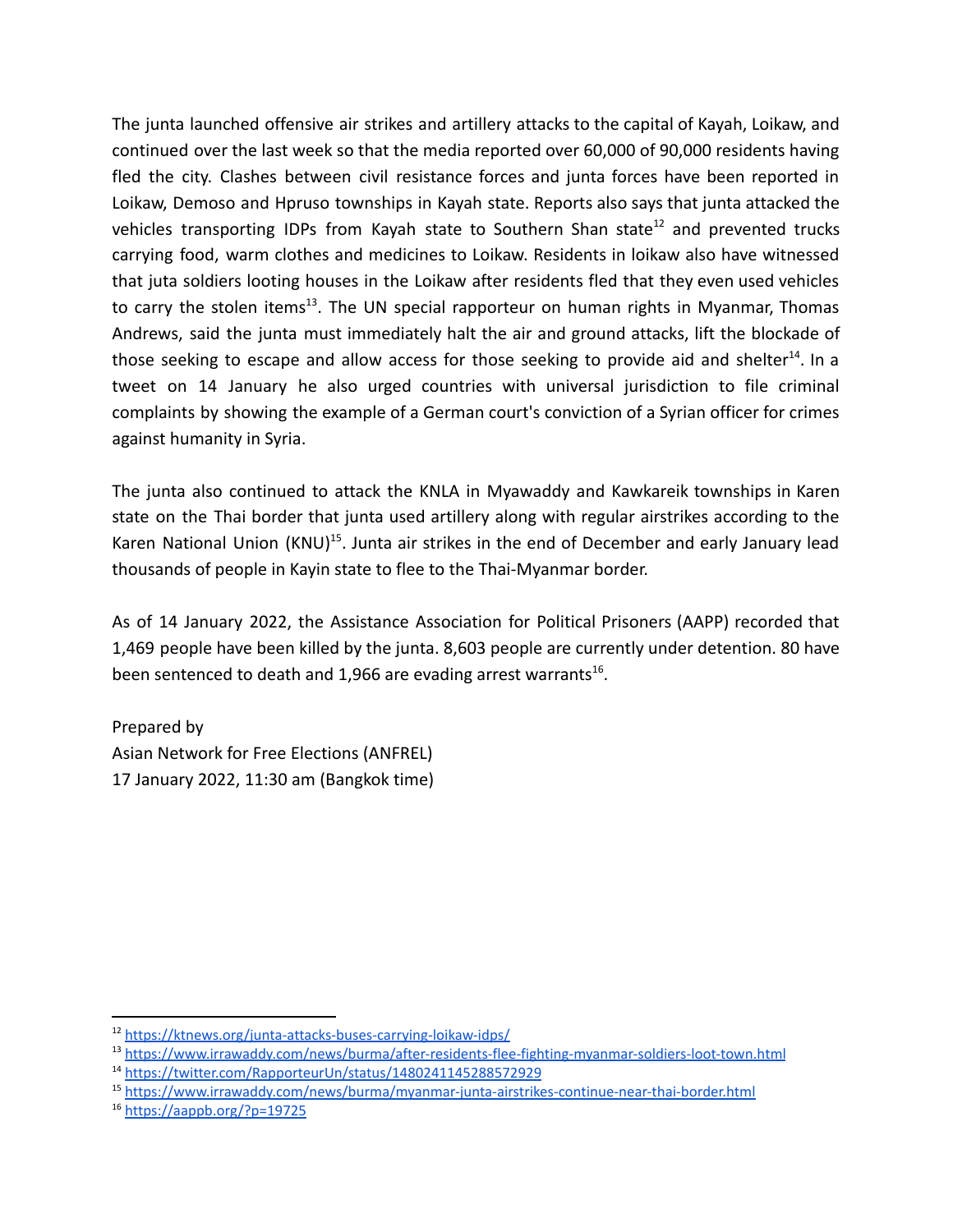The junta launched offensive air strikes and artillery attacks to the capital of Kayah, Loikaw, and continued over the last week so that the media reported over 60,000 of 90,000 residents having fled the city. Clashes between civil resistance forces and junta forces have been reported in Loikaw, Demoso and Hpruso townships in Kayah state. Reports also says that junta attacked the vehicles transporting IDPs from Kayah state to Southern Shan state[12] and prevented trucks carrying food, warm clothes and medicines to Loikaw. Residents in loikaw also have witnessed that juta soldiers looting houses in the Loikaw after residents fled that they even used vehicles to carry the stolen items[13]. The UN special rapporteur on human rights in Myanmar, Thomas Andrews, said the junta must immediately halt the air and ground attacks, lift the blockade of those seeking to escape and allow access for those seeking to provide aid and shelter[14]. In a tweet on 14 January he also urged countries with universal jurisdiction to file criminal complaints by showing the example of a German court's conviction of a Syrian officer for crimes against humanity in Syria.

The junta also continued to attack the KNLA in Myawaddy and Kawkareik townships in Karen state on the Thai border that junta used artillery along with regular airstrikes according to the Karen National Union (KNU)[15]. Junta air strikes in the end of December and early January lead thousands of people in Kayin state to flee to the Thai-Myanmar border.

As of 14 January 2022, the Assistance Association for Political Prisoners (AAPP) recorded that 1,469 people have been killed by the junta. 8,603 people are currently under detention. 80 have been sentenced to death and 1,966 are evading arrest warrants[16].

Prepared by
Asian Network for Free Elections (ANFREL)
17 January 2022, 11:30 am (Bangkok time)

---

[12] https://ktnews.org/junta-attacks-buses-carrying-loikaw-idps/
[13] https://www.irrawaddy.com/news/burma/after-residents-flee-fighting-myanmar-soldiers-loot-town.html
[14] https://twitter.com/RapporteurUn/status/1480241145288572929
[15] https://www.irrawaddy.com/news/burma/myanmar-junta-airstrikes-continue-near-thai-border.html
[16] https://aappb.org/?p=19725